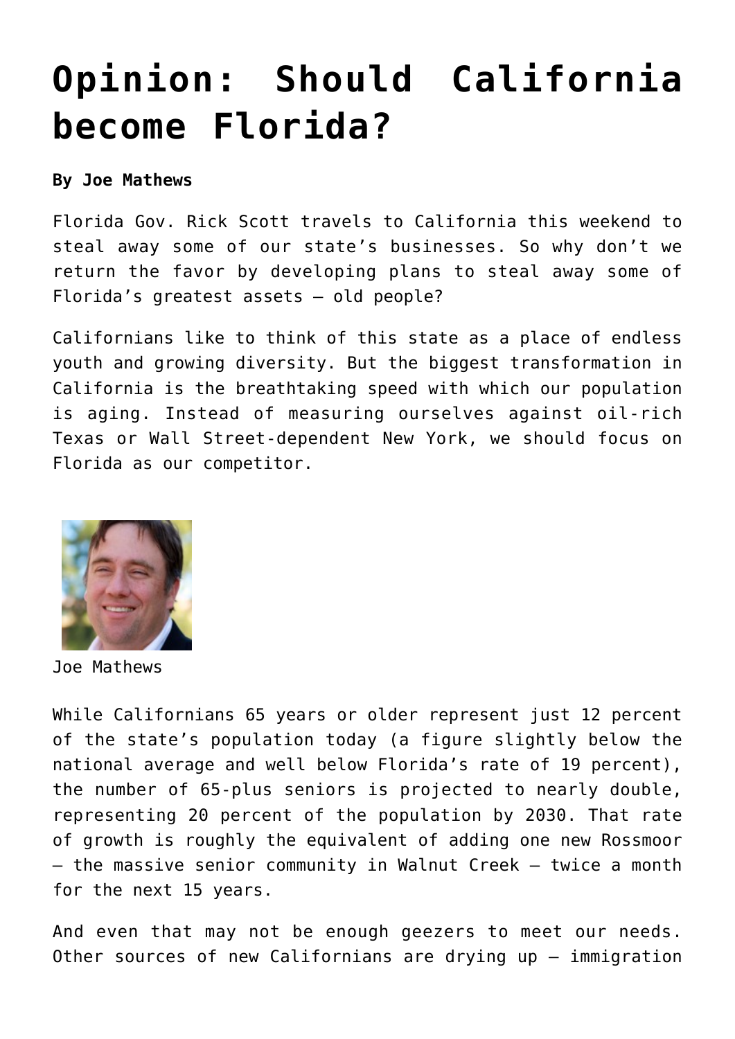# Opinion: Should California become Florida?

**By Joe Mathews**

Florida Gov. Rick Scott travels to California this weekend to steal away some of our state's businesses. So why don't we return the favor by developing plans to steal away some of Florida's greatest assets – old people?

Californians like to think of this state as a place of endless youth and growing diversity. But the biggest transformation in California is the breathtaking speed with which our population is aging. Instead of measuring ourselves against oil-rich Texas or Wall Street-dependent New York, we should focus on Florida as our competitor.

Joe Mathews

While Californians 65 years or older represent just 12 percent of the state's population today (a figure slightly below the national average and well below Florida's rate of 19 percent), the number of 65-plus seniors is projected to nearly double, representing 20 percent of the population by 2030. That rate of growth is roughly the equivalent of adding one new Rossmoor – the massive senior community in Walnut Creek – twice a month for the next 15 years.

And even that may not be enough geezers to meet our needs. Other sources of new Californians are drying up – immigration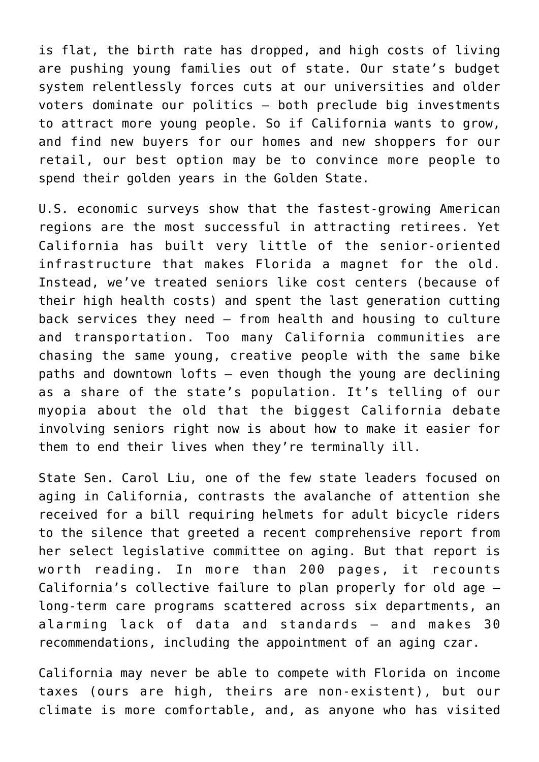is flat, the birth rate has dropped, and high costs of living are pushing young families out of state. Our state's budget system relentlessly forces cuts at our universities and older voters dominate our politics – both preclude big investments to attract more young people. So if California wants to grow, and find new buyers for our homes and new shoppers for our retail, our best option may be to convince more people to spend their golden years in the Golden State.

U.S. economic surveys show that the fastest-growing American regions are the most successful in attracting retirees. Yet California has built very little of the senior-oriented infrastructure that makes Florida a magnet for the old. Instead, we've treated seniors like cost centers (because of their high health costs) and spent the last generation cutting back services they need – from health and housing to culture and transportation. Too many California communities are chasing the same young, creative people with the same bike paths and downtown lofts – even though the young are declining as a share of the state's population. It's telling of our myopia about the old that the biggest California debate involving seniors right now is about how to make it easier for them to end their lives when they're terminally ill.

State Sen. Carol Liu, one of the few state leaders focused on aging in California, contrasts the avalanche of attention she received for a bill requiring helmets for adult bicycle riders to the silence that greeted a recent comprehensive report from her select legislative committee on aging. But that report is worth reading. In more than 200 pages, it recounts California's collective failure to plan properly for old age – long-term care programs scattered across six departments, an alarming lack of data and standards – and makes 30 recommendations, including the appointment of an aging czar.

California may never be able to compete with Florida on income taxes (ours are high, theirs are non-existent), but our climate is more comfortable, and, as anyone who has visited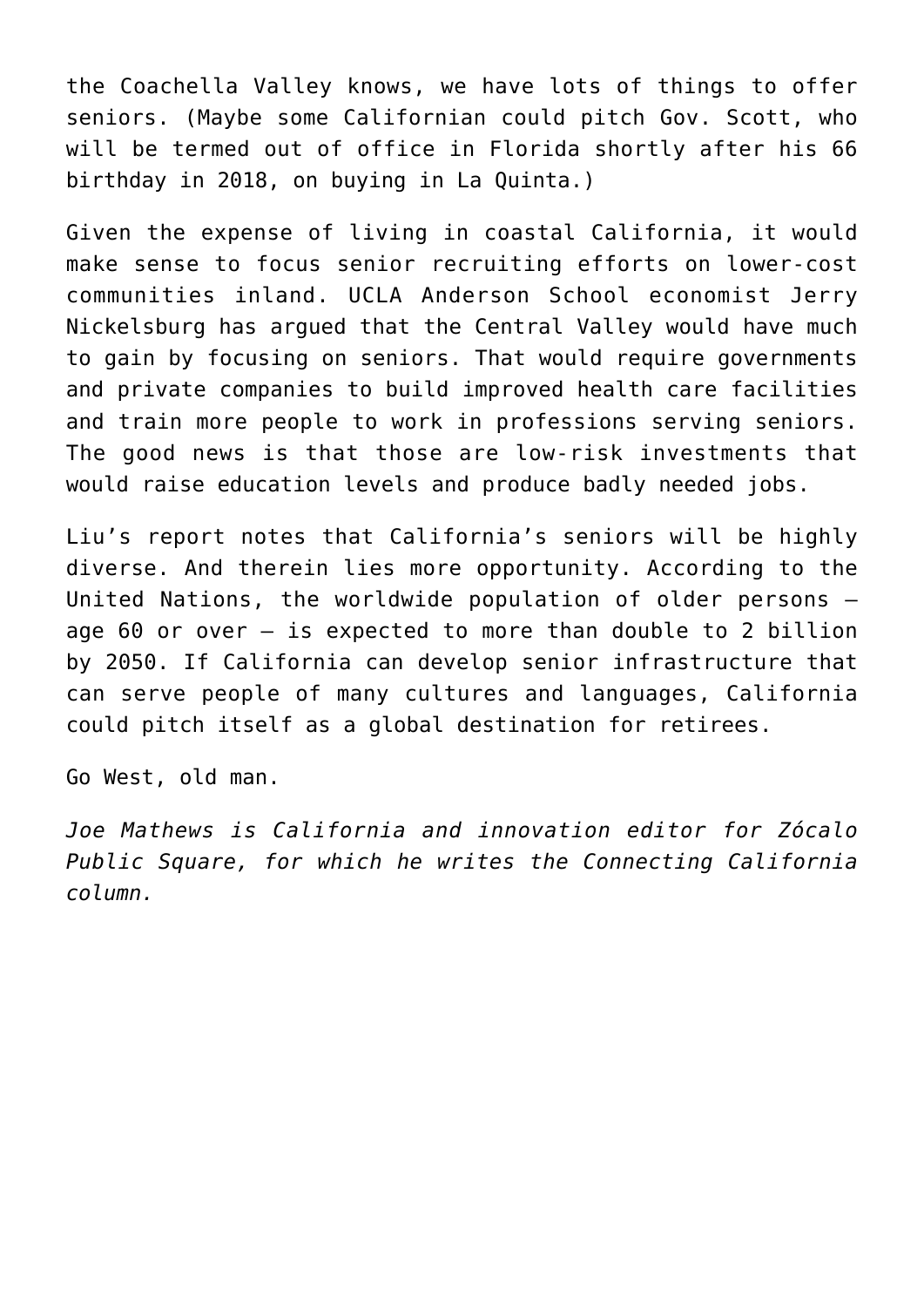the Coachella Valley knows, we have lots of things to offer seniors. (Maybe some Californian could pitch Gov. Scott, who will be termed out of office in Florida shortly after his 66 birthday in 2018, on buying in La Quinta.)

Given the expense of living in coastal California, it would make sense to focus senior recruiting efforts on lower-cost communities inland. UCLA Anderson School economist Jerry Nickelsburg has argued that the Central Valley would have much to gain by focusing on seniors. That would require governments and private companies to build improved health care facilities and train more people to work in professions serving seniors. The good news is that those are low-risk investments that would raise education levels and produce badly needed jobs.

Liu's report notes that California's seniors will be highly diverse. And therein lies more opportunity. According to the United Nations, the worldwide population of older persons — age 60 or over — is expected to more than double to 2 billion by 2050. If California can develop senior infrastructure that can serve people of many cultures and languages, California could pitch itself as a global destination for retirees.

Go West, old man.

*Joe Mathews is California and innovation editor for Zócalo Public Square, for which he writes the Connecting California column.*